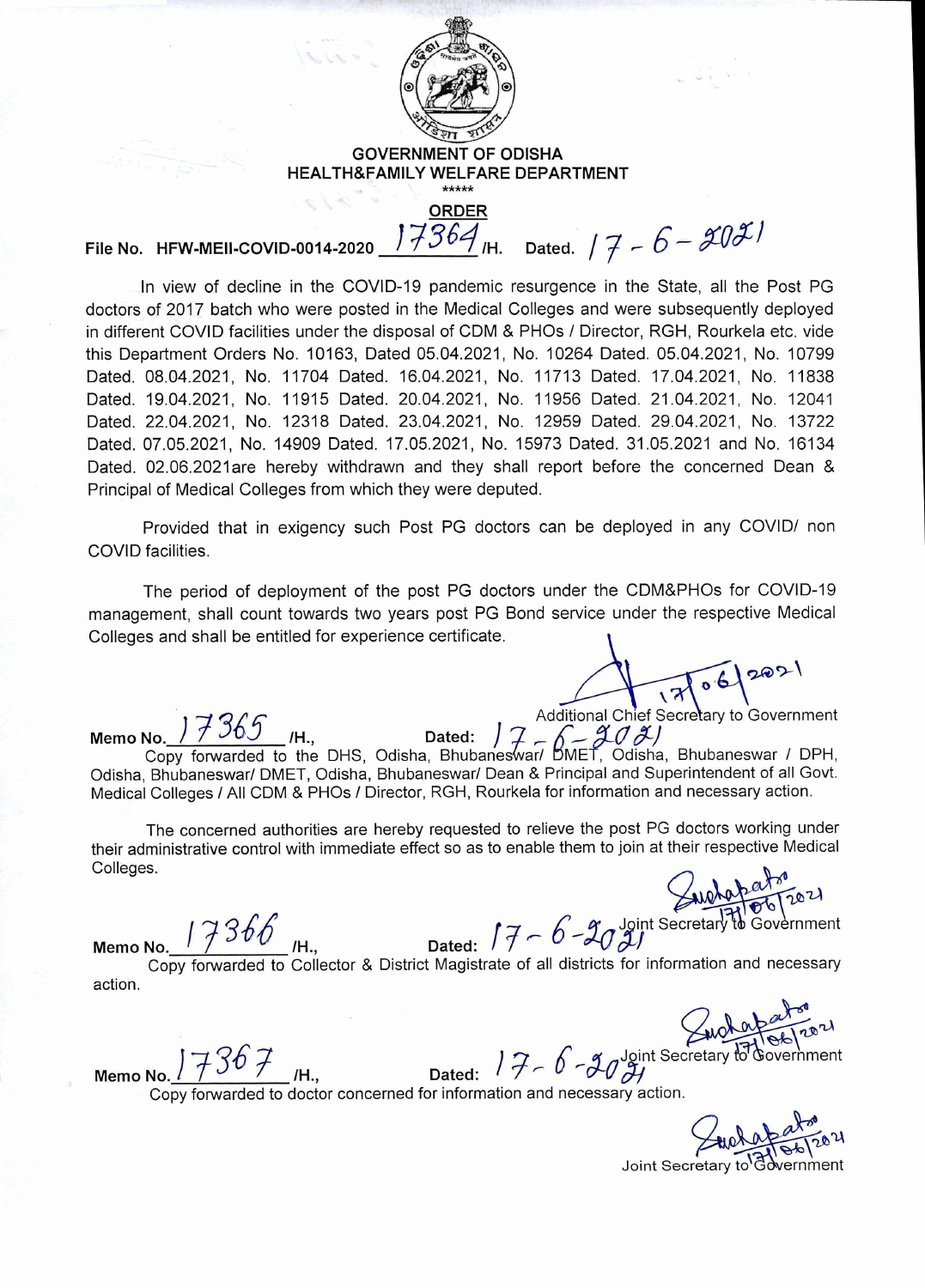**GOVERNMENT OF ODISHA**
**HEALTH&FAMILY WELFARE DEPARTMENT**

*****

**ORDER**

File No. HFW-MEII-COVID-0014-2020 17364/H. Dated. 17-6-2021

In view of decline in the COVID-19 pandemic resurgence in the State, all the Post PG doctors of 2017 batch who were posted in the Medical Colleges and were subsequently deployed in different COVID facilities under the disposal of CDM & PHOs / Director, RGH, Rourkela etc. vide this Department Orders No. 10163, Dated 05.04.2021, No. 10264 Dated. 05.04.2021, No. 10799 Dated. 08.04.2021, No. 11704 Dated. 16.04.2021, No. 11713 Dated. 17.04.2021, No. 11838 Dated. 19.04.2021, No. 11915 Dated. 20.04.2021, No. 11956 Dated. 21.04.2021, No. 12041 Dated. 22.04.2021, No. 12318 Dated. 23.04.2021, No. 12959 Dated. 29.04.2021, No. 13722 Dated. 07.05.2021, No. 14909 Dated. 17.05.2021, No. 15973 Dated. 31.05.2021 and No. 16134 Dated. 02.06.2021are hereby withdrawn and they shall report before the concerned Dean & Principal of Medical Colleges from which they were deputed.

Provided that in exigency such Post PG doctors can be deployed in any COVID/ non COVID facilities.

The period of deployment of the post PG doctors under the CDM&PHOs for COVID-19 management, shall count towards two years post PG Bond service under the respective Medical Colleges and shall be entitled for experience certificate.

17/06/2021
Additional Chief Secretary to Government

Memo No. 17365 /H., Dated: 17-6-2021
Copy forwarded to the DHS, Odisha, Bhubaneswar/ DMET, Odisha, Bhubaneswar / DPH, Odisha, Bhubaneswar/ DMET, Odisha, Bhubaneswar/ Dean & Principal and Superintendent of all Govt. Medical Colleges / All CDM & PHOs / Director, RGH, Rourkela for information and necessary action.

The concerned authorities are hereby requested to relieve the post PG doctors working under their administrative control with immediate effect so as to enable them to join at their respective Medical Colleges.

17/06/2021
Joint Secretary to Government

Memo No. 17366 /H., Dated: 17-6-2021
Copy forwarded to Collector & District Magistrate of all districts for information and necessary action.

17/06/2021
Joint Secretary to Government

Memo No. 17367 /H., Dated: 17-6-2021
Copy forwarded to doctor concerned for information and necessary action.

17/06/2021
Joint Secretary to Government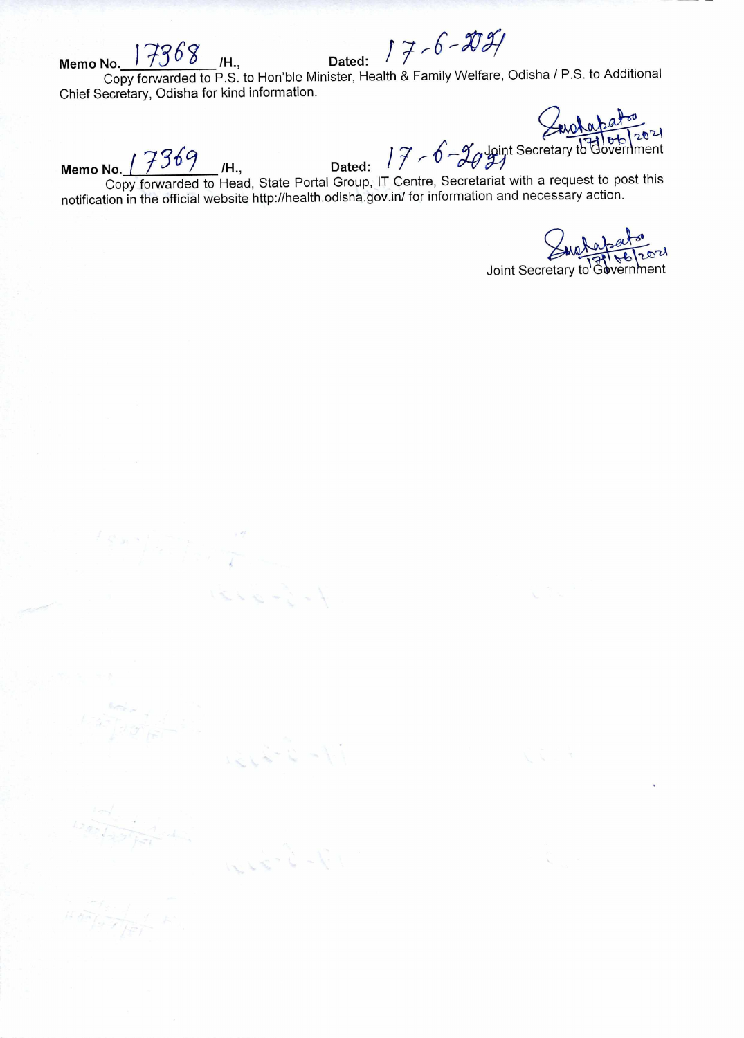Memo No. 17368 /H., Dated: 17-6-2021

Copy forwarded to P.S. to Hon'ble Minister, Health & Family Welfare, Odisha / P.S. to Additional Chief Secretary, Odisha for kind information.

Joint Secretary to Government

Memo No. 17369 /H., Dated: 17-6-2021

Copy forwarded to Head, State Portal Group, IT Centre, Secretariat with a request to post this notification in the official website http://health.odisha.gov.in/ for information and necessary action.

Joint Secretary to Government